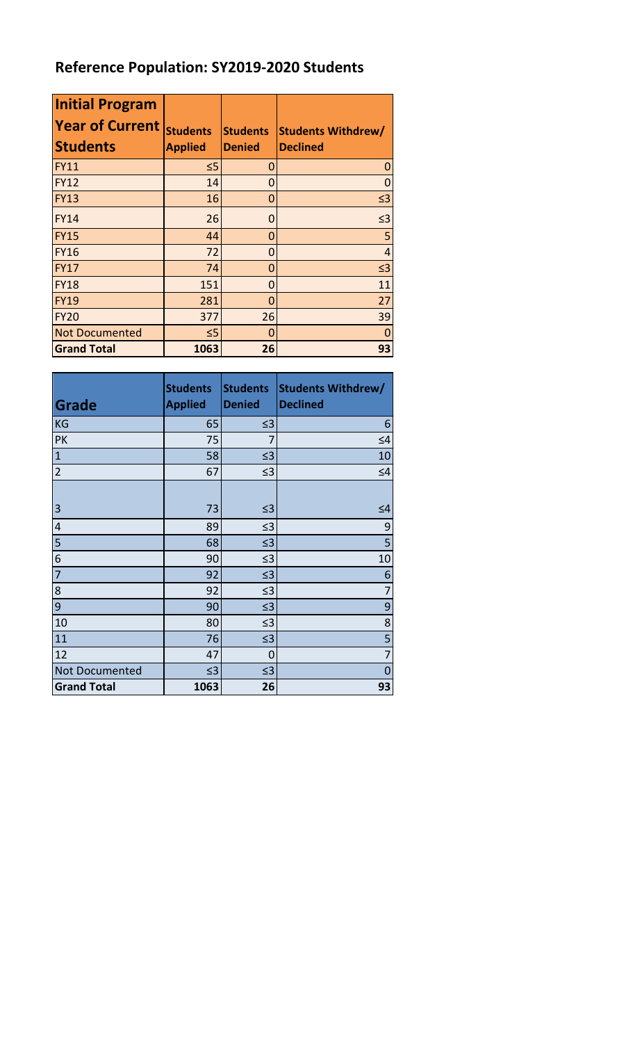# Reference Population: SY2019-2020 Students

| Initial Program Year of Current Students | Students Applied | Students Denied | Students Withdrew/ Declined |
|---|---|---|---|
| FY11 | ≤5 | 0 | 0 |
| FY12 | 14 | 0 | 0 |
| FY13 | 16 | 0 | ≤3 |
| FY14 | 26 | 0 | ≤3 |
| FY15 | 44 | 0 | 5 |
| FY16 | 72 | 0 | 4 |
| FY17 | 74 | 0 | ≤3 |
| FY18 | 151 | 0 | 11 |
| FY19 | 281 | 0 | 27 |
| FY20 | 377 | 26 | 39 |
| Not Documented | ≤5 | 0 | 0 |
| **Grand Total** | **1063** | **26** | **93** |

| Grade | Students Applied | Students Denied | Students Withdrew/ Declined |
|---|---|---|---|
| KG | 65 | ≤3 | 6 |
| PK | 75 | 7 | ≤4 |
| 1 | 58 | ≤3 | 10 |
| 2 | 67 | ≤3 | ≤4 |
| 3 | 73 | ≤3 | ≤4 |
| 4 | 89 | ≤3 | 9 |
| 5 | 68 | ≤3 | 5 |
| 6 | 90 | ≤3 | 10 |
| 7 | 92 | ≤3 | 6 |
| 8 | 92 | ≤3 | 7 |
| 9 | 90 | ≤3 | 9 |
| 10 | 80 | ≤3 | 8 |
| 11 | 76 | ≤3 | 5 |
| 12 | 47 | 0 | 7 |
| Not Documented | ≤3 | ≤3 | 0 |
| **Grand Total** | **1063** | **26** | **93** |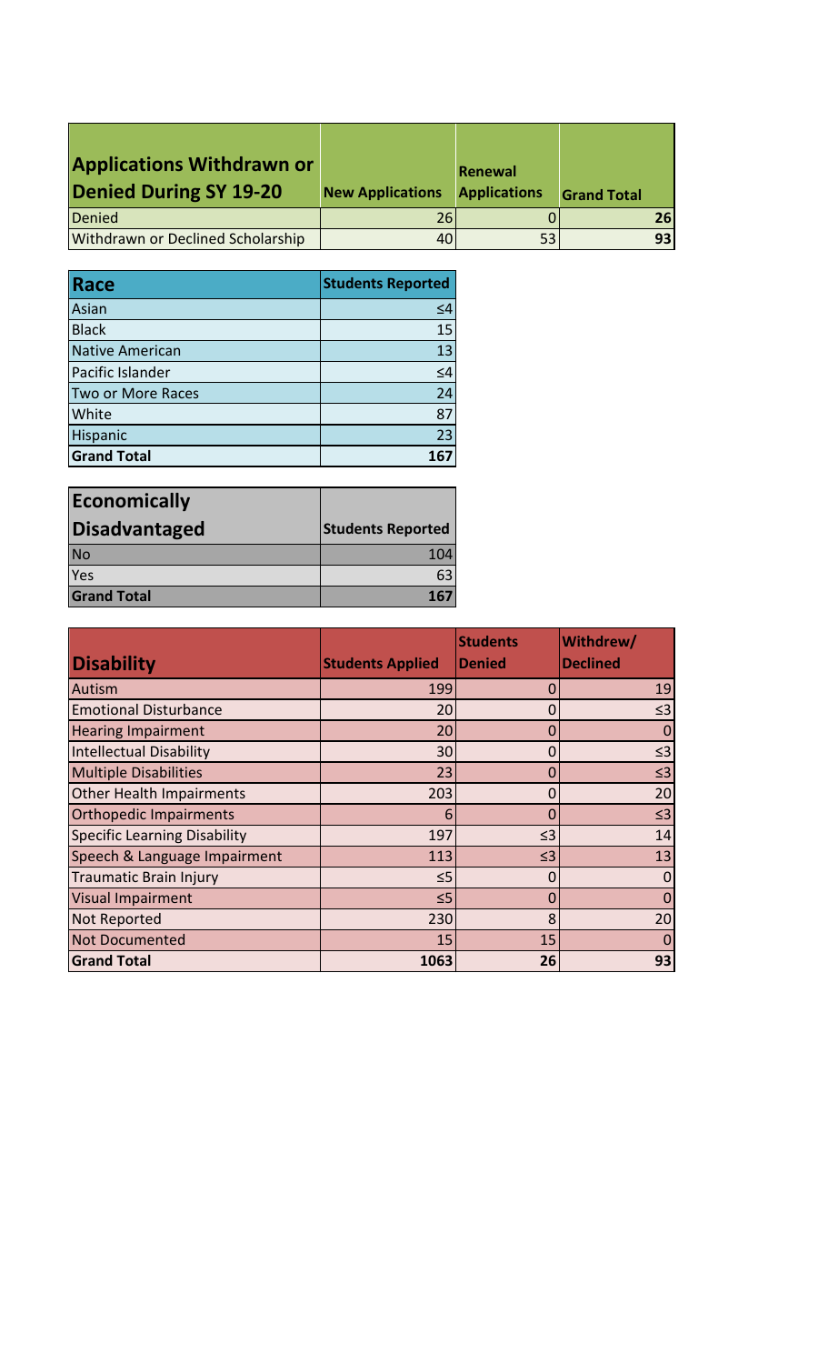| Applications Withdrawn or Denied During SY 19-20 | New Applications | Renewal Applications | Grand Total |
|---|---|---|---|
| Denied | 26 | 0 | 26 |
| Withdrawn or Declined Scholarship | 40 | 53 | 93 |

| Race | Students Reported |
|---|---|
| Asian | ≤4 |
| Black | 15 |
| Native American | 13 |
| Pacific Islander | ≤4 |
| Two or More Races | 24 |
| White | 87 |
| Hispanic | 23 |
| **Grand Total** | **167** |

| Economically Disadvantaged | Students Reported |
|---|---|
| No | 104 |
| Yes | 63 |
| **Grand Total** | **167** |

| Disability | Students Applied | Students Denied | Withdrew/ Declined |
|---|---|---|---|
| Autism | 199 | 0 | 19 |
| Emotional Disturbance | 20 | 0 | ≤3 |
| Hearing Impairment | 20 | 0 | 0 |
| Intellectual Disability | 30 | 0 | ≤3 |
| Multiple Disabilities | 23 | 0 | ≤3 |
| Other Health Impairments | 203 | 0 | 20 |
| Orthopedic Impairments | 6 | 0 | ≤3 |
| Specific Learning Disability | 197 | ≤3 | 14 |
| Speech & Language Impairment | 113 | ≤3 | 13 |
| Traumatic Brain Injury | ≤5 | 0 | 0 |
| Visual Impairment | ≤5 | 0 | 0 |
| Not Reported | 230 | 8 | 20 |
| Not Documented | 15 | 15 | 0 |
| **Grand Total** | **1063** | **26** | **93** |